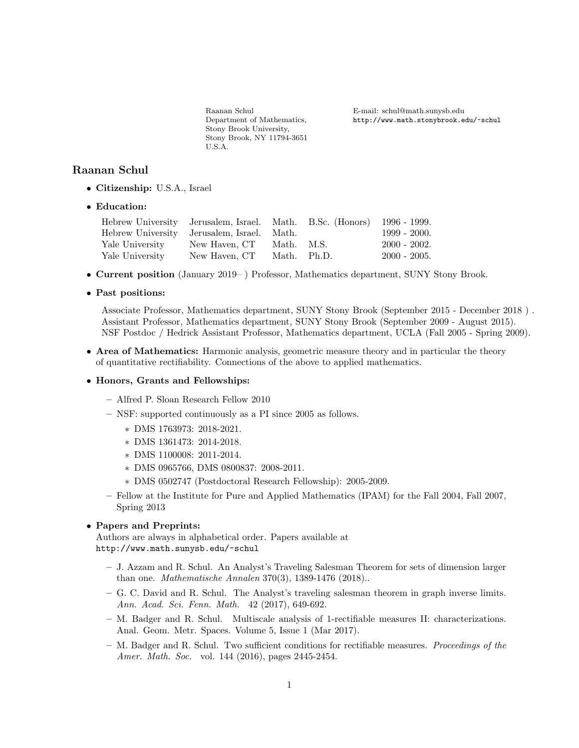Raanan Schul
Department of Mathematics,
Stony Brook University,
Stony Brook, NY 11794-3651
U.S.A.

E-mail: schul@math.sunysb.edu
http://www.math.stonybrook.edu/~schul

# Raanan Schul

- **Citizenship:** U.S.A., Israel
- **Education:**

| | | | | |
|---|---|---|---|---|
| Hebrew University | Jerusalem, Israel. | Math. | B.Sc. (Honors) | 1996 - 1999. |
| Hebrew University | Jerusalem, Israel. | Math. | | 1999 - 2000. |
| Yale University | New Haven, CT | Math. | M.S. | 2000 - 2002. |
| Yale University | New Haven, CT | Math. | Ph.D. | 2000 - 2005. |

- **Current position** (January 2019– ) Professor, Mathematics department, SUNY Stony Brook.
- **Past positions:**

  Associate Professor, Mathematics department, SUNY Stony Brook (September 2015 - December 2018 ) .
  Assistant Professor, Mathematics department, SUNY Stony Brook (September 2009 - August 2015).
  NSF Postdoc / Hedrick Assistant Professor, Mathematics department, UCLA (Fall 2005 - Spring 2009).

- **Area of Mathematics:** Harmonic analysis, geometric measure theory and in particular the theory of quantitative rectifiability. Connections of the above to applied mathematics.
- **Honors, Grants and Fellowships:**
  - Alfred P. Sloan Research Fellow 2010
  - NSF: supported continuously as a PI since 2005 as follows.
    - DMS 1763973: 2018-2021.
    - DMS 1361473: 2014-2018.
    - DMS 1100008: 2011-2014.
    - DMS 0965766, DMS 0800837: 2008-2011.
    - DMS 0502747 (Postdoctoral Research Fellowship): 2005-2009.
  - Fellow at the Institute for Pure and Applied Mathematics (IPAM) for the Fall 2004, Fall 2007, Spring 2013
- **Papers and Preprints:**
  Authors are always in alphabetical order. Papers available at
  http://www.math.sunysb.edu/~schul
  - J. Azzam and R. Schul. An Analyst's Traveling Salesman Theorem for sets of dimension larger than one. *Mathematische Annalen* 370(3), 1389-1476 (2018)..
  - G. C. David and R. Schul. The Analyst's traveling salesman theorem in graph inverse limits. *Ann. Acad. Sci. Fenn. Math.* 42 (2017), 649-692.
  - M. Badger and R. Schul. Multiscale analysis of 1-rectifiable measures II: characterizations. Anal. Geom. Metr. Spaces. Volume 5, Issue 1 (Mar 2017).
  - M. Badger and R. Schul. Two sufficient conditions for rectifiable measures. *Proceedings of the Amer. Math. Soc.* vol. 144 (2016), pages 2445-2454.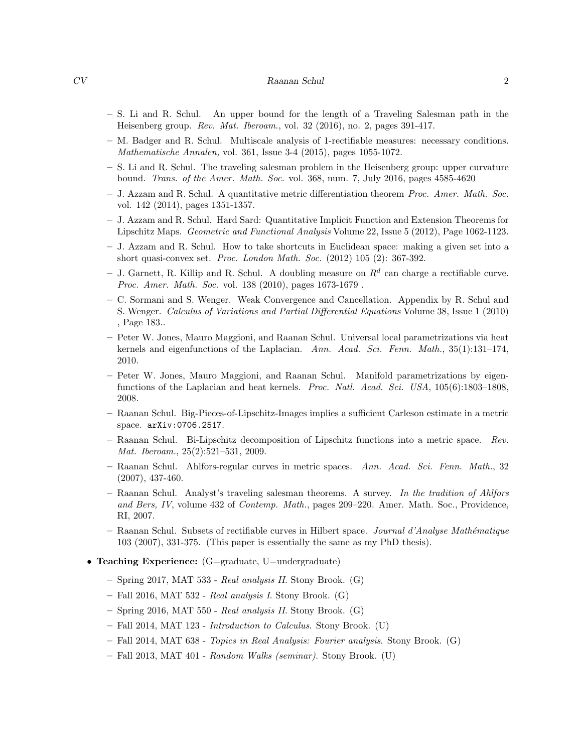- S. Li and R. Schul. An upper bound for the length of a Traveling Salesman path in the Heisenberg group. *Rev. Mat. Iberoam.*, vol. 32 (2016), no. 2, pages 391-417.
- M. Badger and R. Schul. Multiscale analysis of 1-rectifiable measures: necessary conditions. *Mathematische Annalen,* vol. 361, Issue 3-4 (2015), pages 1055-1072.
- S. Li and R. Schul. The traveling salesman problem in the Heisenberg group: upper curvature bound. *Trans. of the Amer. Math. Soc.* vol. 368, num. 7, July 2016, pages 4585-4620
- J. Azzam and R. Schul. A quantitative metric differentiation theorem *Proc. Amer. Math. Soc.* vol. 142 (2014), pages 1351-1357.
- J. Azzam and R. Schul. Hard Sard: Quantitative Implicit Function and Extension Theorems for Lipschitz Maps. *Geometric and Functional Analysis* Volume 22, Issue 5 (2012), Page 1062-1123.
- J. Azzam and R. Schul. How to take shortcuts in Euclidean space: making a given set into a short quasi-convex set. *Proc. London Math. Soc.* (2012) 105 (2): 367-392.
- J. Garnett, R. Killip and R. Schul. A doubling measure on $R^d$ can charge a rectifiable curve. *Proc. Amer. Math. Soc.* vol. 138 (2010), pages 1673-1679 .
- C. Sormani and S. Wenger. Weak Convergence and Cancellation. Appendix by R. Schul and S. Wenger. *Calculus of Variations and Partial Differential Equations* Volume 38, Issue 1 (2010) , Page 183..
- Peter W. Jones, Mauro Maggioni, and Raanan Schul. Universal local parametrizations via heat kernels and eigenfunctions of the Laplacian. *Ann. Acad. Sci. Fenn. Math.*, 35(1):131–174, 2010.
- Peter W. Jones, Mauro Maggioni, and Raanan Schul. Manifold parametrizations by eigenfunctions of the Laplacian and heat kernels. *Proc. Natl. Acad. Sci. USA*, 105(6):1803–1808, 2008.
- Raanan Schul. Big-Pieces-of-Lipschitz-Images implies a sufficient Carleson estimate in a metric space. `arXiv:0706.2517`.
- Raanan Schul. Bi-Lipschitz decomposition of Lipschitz functions into a metric space. *Rev. Mat. Iberoam.*, 25(2):521–531, 2009.
- Raanan Schul. Ahlfors-regular curves in metric spaces. *Ann. Acad. Sci. Fenn. Math.*, 32 (2007), 437-460.
- Raanan Schul. Analyst's traveling salesman theorems. A survey. *In the tradition of Ahlfors and Bers, IV*, volume 432 of *Contemp. Math.*, pages 209–220. Amer. Math. Soc., Providence, RI, 2007.
- Raanan Schul. Subsets of rectifiable curves in Hilbert space. *Journal d'Analyse Mathématique* 103 (2007), 331-375. (This paper is essentially the same as my PhD thesis).

- **Teaching Experience:** (G=graduate, U=undergraduate)
  - Spring 2017, MAT 533 - *Real analysis II.* Stony Brook. (G)
  - Fall 2016, MAT 532 - *Real analysis I.* Stony Brook. (G)
  - Spring 2016, MAT 550 - *Real analysis II.* Stony Brook. (G)
  - Fall 2014, MAT 123 - *Introduction to Calculus*. Stony Brook. (U)
  - Fall 2014, MAT 638 - *Topics in Real Analysis: Fourier analysis*. Stony Brook. (G)
  - Fall 2013, MAT 401 - *Random Walks (seminar)*. Stony Brook. (U)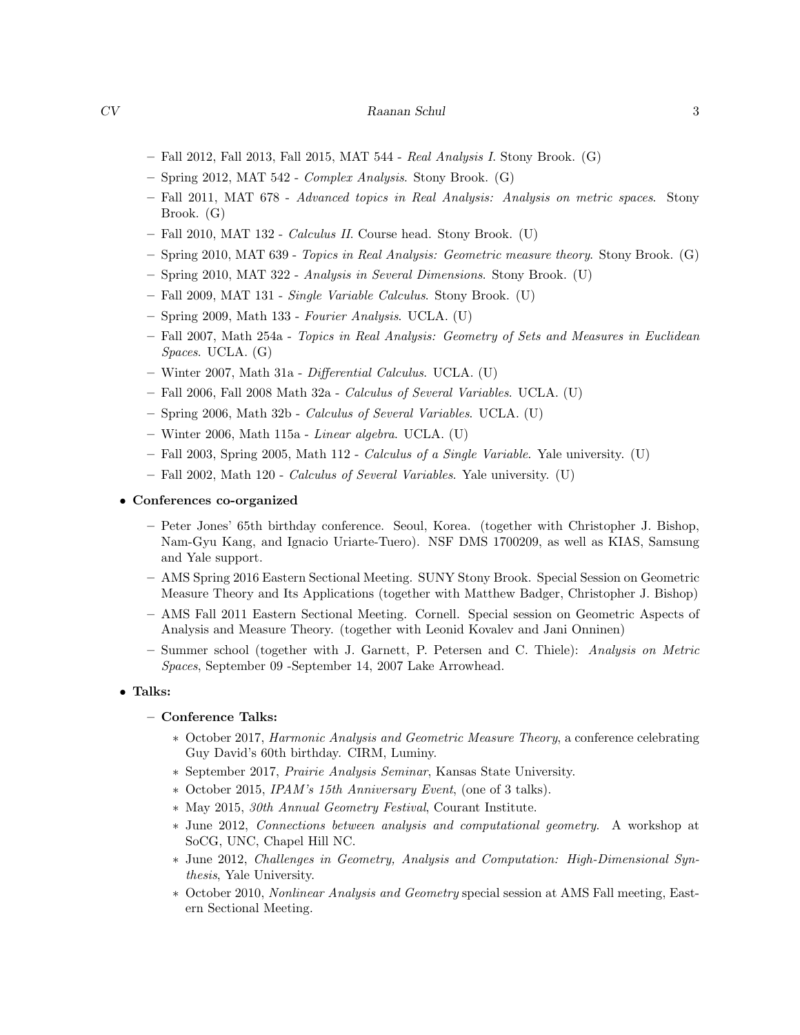- Fall 2012, Fall 2013, Fall 2015, MAT 544 - *Real Analysis I*. Stony Brook. (G)
- Spring 2012, MAT 542 - *Complex Analysis*. Stony Brook. (G)
- Fall 2011, MAT 678 - *Advanced topics in Real Analysis: Analysis on metric spaces*. Stony Brook. (G)
- Fall 2010, MAT 132 - *Calculus II*. Course head. Stony Brook. (U)
- Spring 2010, MAT 639 - *Topics in Real Analysis: Geometric measure theory*. Stony Brook. (G)
- Spring 2010, MAT 322 - *Analysis in Several Dimensions*. Stony Brook. (U)
- Fall 2009, MAT 131 - *Single Variable Calculus*. Stony Brook. (U)
- Spring 2009, Math 133 - *Fourier Analysis*. UCLA. (U)
- Fall 2007, Math 254a - *Topics in Real Analysis: Geometry of Sets and Measures in Euclidean Spaces*. UCLA. (G)
- Winter 2007, Math 31a - *Differential Calculus*. UCLA. (U)
- Fall 2006, Fall 2008 Math 32a - *Calculus of Several Variables*. UCLA. (U)
- Spring 2006, Math 32b - *Calculus of Several Variables*. UCLA. (U)
- Winter 2006, Math 115a - *Linear algebra*. UCLA. (U)
- Fall 2003, Spring 2005, Math 112 - *Calculus of a Single Variable*. Yale university. (U)
- Fall 2002, Math 120 - *Calculus of Several Variables*. Yale university. (U)

- **Conferences co-organized**
  - Peter Jones' 65th birthday conference. Seoul, Korea. (together with Christopher J. Bishop, Nam-Gyu Kang, and Ignacio Uriarte-Tuero). NSF DMS 1700209, as well as KIAS, Samsung and Yale support.
  - AMS Spring 2016 Eastern Sectional Meeting. SUNY Stony Brook. Special Session on Geometric Measure Theory and Its Applications (together with Matthew Badger, Christopher J. Bishop)
  - AMS Fall 2011 Eastern Sectional Meeting. Cornell. Special session on Geometric Aspects of Analysis and Measure Theory. (together with Leonid Kovalev and Jani Onninen)
  - Summer school (together with J. Garnett, P. Petersen and C. Thiele): *Analysis on Metric Spaces*, September 09 -September 14, 2007 Lake Arrowhead.

- **Talks:**
  - **Conference Talks:**
    - October 2017, *Harmonic Analysis and Geometric Measure Theory*, a conference celebrating Guy David's 60th birthday. CIRM, Luminy.
    - September 2017, *Prairie Analysis Seminar*, Kansas State University.
    - October 2015, *IPAM's 15th Anniversary Event*, (one of 3 talks).
    - May 2015, *30th Annual Geometry Festival*, Courant Institute.
    - June 2012, *Connections between analysis and computational geometry*. A workshop at SoCG, UNC, Chapel Hill NC.
    - June 2012, *Challenges in Geometry, Analysis and Computation: High-Dimensional Synthesis*, Yale University.
    - October 2010, *Nonlinear Analysis and Geometry* special session at AMS Fall meeting, Eastern Sectional Meeting.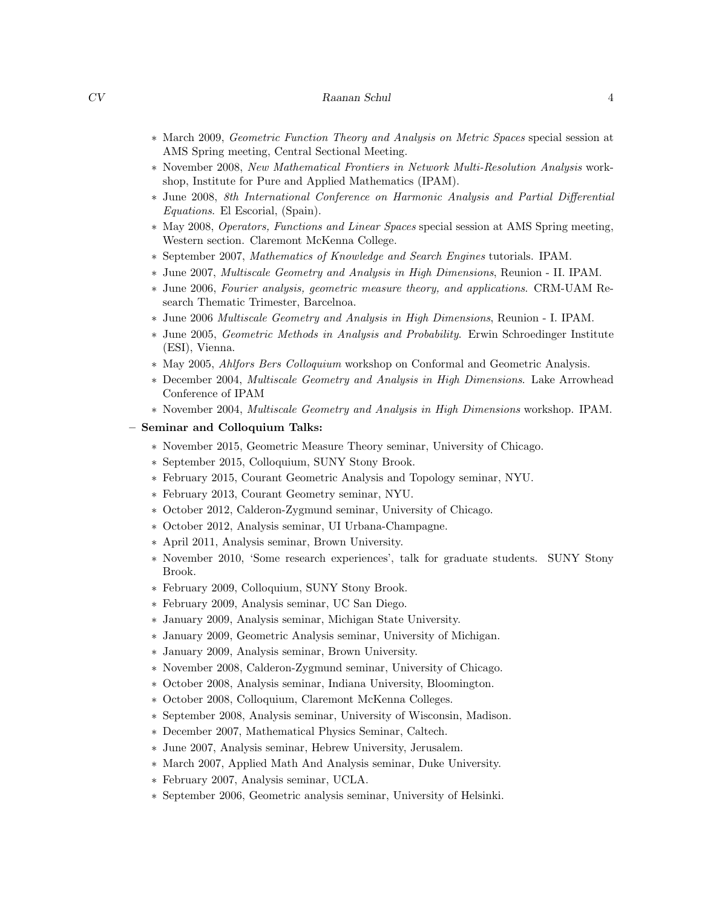- March 2009, *Geometric Function Theory and Analysis on Metric Spaces* special session at AMS Spring meeting, Central Sectional Meeting.
- November 2008, *New Mathematical Frontiers in Network Multi-Resolution Analysis* workshop, Institute for Pure and Applied Mathematics (IPAM).
- June 2008, *8th International Conference on Harmonic Analysis and Partial Differential Equations*. El Escorial, (Spain).
- May 2008, *Operators, Functions and Linear Spaces* special session at AMS Spring meeting, Western section. Claremont McKenna College.
- September 2007, *Mathematics of Knowledge and Search Engines* tutorials. IPAM.
- June 2007, *Multiscale Geometry and Analysis in High Dimensions*, Reunion - II. IPAM.
- June 2006, *Fourier analysis, geometric measure theory, and applications*. CRM-UAM Research Thematic Trimester, Barcelnoa.
- June 2006 *Multiscale Geometry and Analysis in High Dimensions*, Reunion - I. IPAM.
- June 2005, *Geometric Methods in Analysis and Probability*. Erwin Schroedinger Institute (ESI), Vienna.
- May 2005, *Ahlfors Bers Colloquium* workshop on Conformal and Geometric Analysis.
- December 2004, *Multiscale Geometry and Analysis in High Dimensions*. Lake Arrowhead Conference of IPAM
- November 2004, *Multiscale Geometry and Analysis in High Dimensions* workshop. IPAM.

**– Seminar and Colloquium Talks:**

- November 2015, Geometric Measure Theory seminar, University of Chicago.
- September 2015, Colloquium, SUNY Stony Brook.
- February 2015, Courant Geometric Analysis and Topology seminar, NYU.
- February 2013, Courant Geometry seminar, NYU.
- October 2012, Calderon-Zygmund seminar, University of Chicago.
- October 2012, Analysis seminar, UI Urbana-Champagne.
- April 2011, Analysis seminar, Brown University.
- November 2010, 'Some research experiences', talk for graduate students. SUNY Stony Brook.
- February 2009, Colloquium, SUNY Stony Brook.
- February 2009, Analysis seminar, UC San Diego.
- January 2009, Analysis seminar, Michigan State University.
- January 2009, Geometric Analysis seminar, University of Michigan.
- January 2009, Analysis seminar, Brown University.
- November 2008, Calderon-Zygmund seminar, University of Chicago.
- October 2008, Analysis seminar, Indiana University, Bloomington.
- October 2008, Colloquium, Claremont McKenna Colleges.
- September 2008, Analysis seminar, University of Wisconsin, Madison.
- December 2007, Mathematical Physics Seminar, Caltech.
- June 2007, Analysis seminar, Hebrew University, Jerusalem.
- March 2007, Applied Math And Analysis seminar, Duke University.
- February 2007, Analysis seminar, UCLA.
- September 2006, Geometric analysis seminar, University of Helsinki.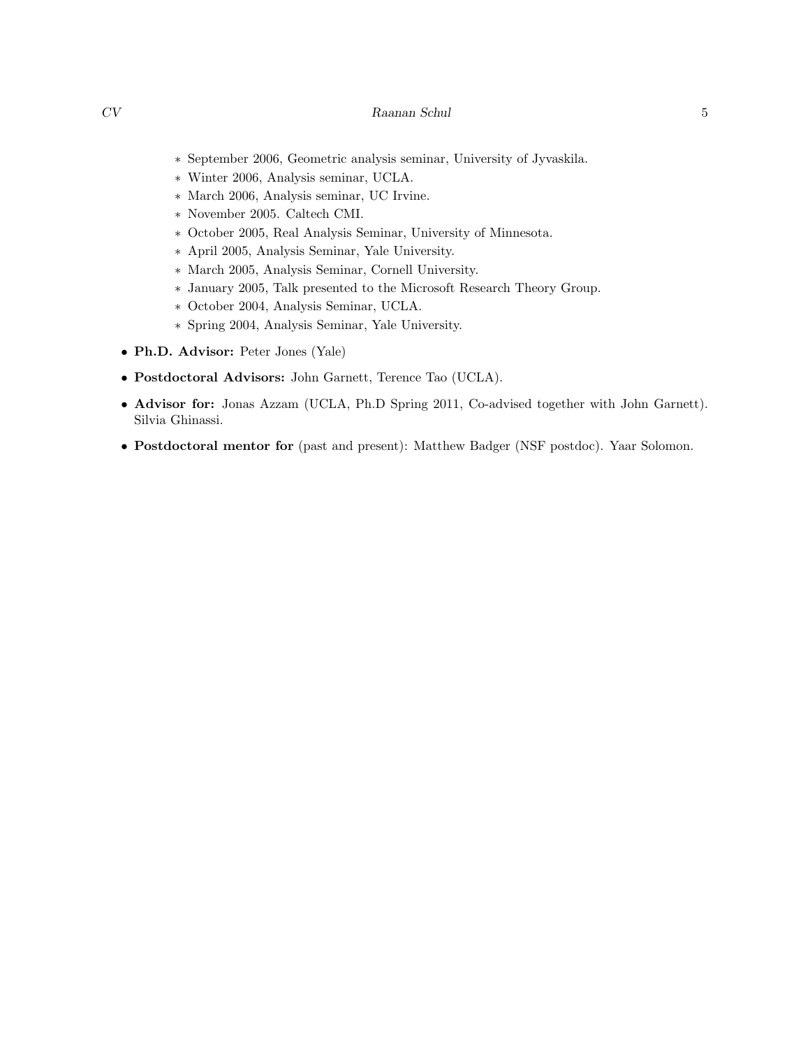- September 2006, Geometric analysis seminar, University of Jyvaskila.
    - Winter 2006, Analysis seminar, UCLA.
    - March 2006, Analysis seminar, UC Irvine.
    - November 2005. Caltech CMI.
    - October 2005, Real Analysis Seminar, University of Minnesota.
    - April 2005, Analysis Seminar, Yale University.
    - March 2005, Analysis Seminar, Cornell University.
    - January 2005, Talk presented to the Microsoft Research Theory Group.
    - October 2004, Analysis Seminar, UCLA.
    - Spring 2004, Analysis Seminar, Yale University.

- **Ph.D. Advisor:** Peter Jones (Yale)
- **Postdoctoral Advisors:** John Garnett, Terence Tao (UCLA).
- **Advisor for:** Jonas Azzam (UCLA, Ph.D Spring 2011, Co-advised together with John Garnett). Silvia Ghinassi.
- **Postdoctoral mentor for** (past and present): Matthew Badger (NSF postdoc). Yaar Solomon.